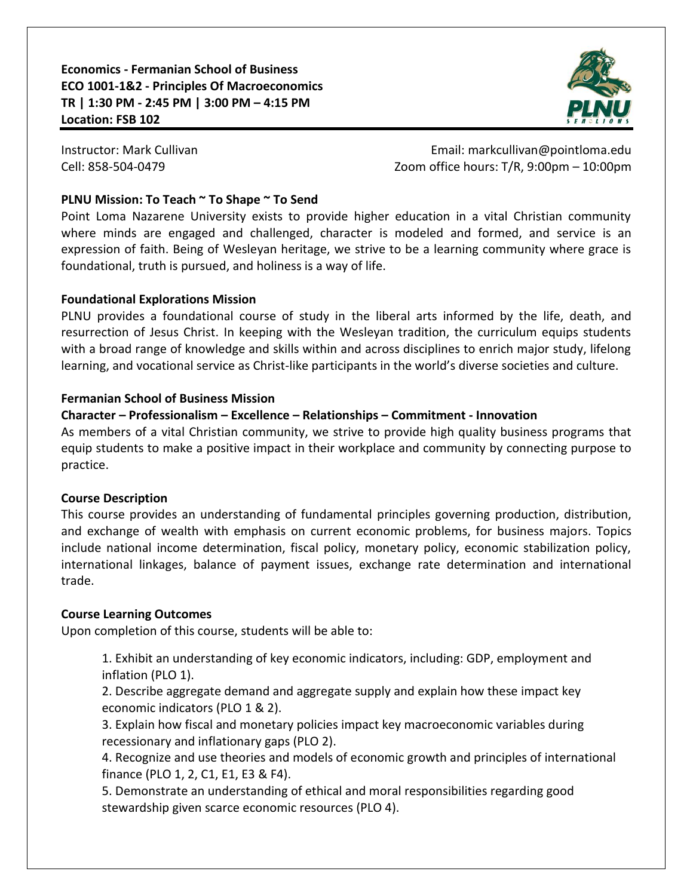**Economics - Fermanian School of Business**
**ECO 1001-1&2 - Principles Of Macroeconomics**
**TR | 1:30 PM - 2:45 PM | 3:00 PM – 4:15 PM**
**Location: FSB 102**

Instructor: Mark Cullivan
Email: markcullivan@pointloma.edu
Cell: 858-504-0479
Zoom office hours: T/R, 9:00pm – 10:00pm

**PLNU Mission: To Teach ~ To Shape ~ To Send**

Point Loma Nazarene University exists to provide higher education in a vital Christian community where minds are engaged and challenged, character is modeled and formed, and service is an expression of faith. Being of Wesleyan heritage, we strive to be a learning community where grace is foundational, truth is pursued, and holiness is a way of life.

**Foundational Explorations Mission**

PLNU provides a foundational course of study in the liberal arts informed by the life, death, and resurrection of Jesus Christ. In keeping with the Wesleyan tradition, the curriculum equips students with a broad range of knowledge and skills within and across disciplines to enrich major study, lifelong learning, and vocational service as Christ-like participants in the world's diverse societies and culture.

**Fermanian School of Business Mission**

**Character – Professionalism – Excellence – Relationships – Commitment - Innovation**

As members of a vital Christian community, we strive to provide high quality business programs that equip students to make a positive impact in their workplace and community by connecting purpose to practice.

**Course Description**

This course provides an understanding of fundamental principles governing production, distribution, and exchange of wealth with emphasis on current economic problems, for business majors. Topics include national income determination, fiscal policy, monetary policy, economic stabilization policy, international linkages, balance of payment issues, exchange rate determination and international trade.

**Course Learning Outcomes**

Upon completion of this course, students will be able to:

1. Exhibit an understanding of key economic indicators, including: GDP, employment and inflation (PLO 1).
2. Describe aggregate demand and aggregate supply and explain how these impact key economic indicators (PLO 1 & 2).
3. Explain how fiscal and monetary policies impact key macroeconomic variables during recessionary and inflationary gaps (PLO 2).
4. Recognize and use theories and models of economic growth and principles of international finance (PLO 1, 2, C1, E1, E3 & F4).
5. Demonstrate an understanding of ethical and moral responsibilities regarding good stewardship given scarce economic resources (PLO 4).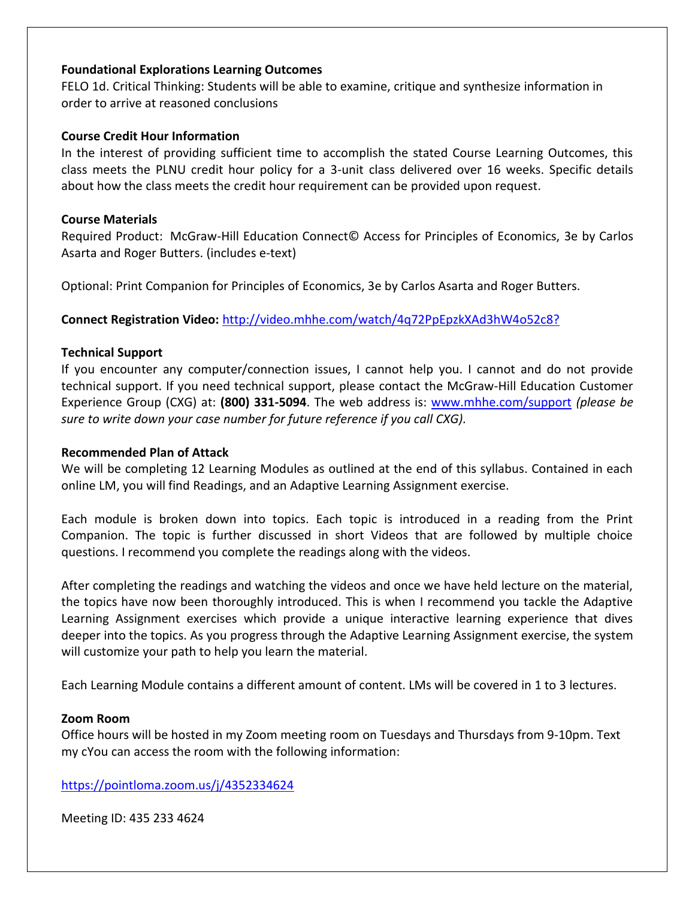**Foundational Explorations Learning Outcomes**

FELO 1d. Critical Thinking: Students will be able to examine, critique and synthesize information in order to arrive at reasoned conclusions

**Course Credit Hour Information**

In the interest of providing sufficient time to accomplish the stated Course Learning Outcomes, this class meets the PLNU credit hour policy for a 3-unit class delivered over 16 weeks. Specific details about how the class meets the credit hour requirement can be provided upon request.

**Course Materials**

Required Product: McGraw-Hill Education Connect© Access for Principles of Economics, 3e by Carlos Asarta and Roger Butters. (includes e-text)

Optional: Print Companion for Principles of Economics, 3e by Carlos Asarta and Roger Butters.

**Connect Registration Video:** [http://video.mhhe.com/watch/4q72PpEpzkXAd3hW4o52c8?](http://video.mhhe.com/watch/4q72PpEpzkXAd3hW4o52c8?)

**Technical Support**

If you encounter any computer/connection issues, I cannot help you. I cannot and do not provide technical support. If you need technical support, please contact the McGraw-Hill Education Customer Experience Group (CXG) at: **(800) 331-5094**. The web address is: [www.mhhe.com/support](http://www.mhhe.com/support) *(please be sure to write down your case number for future reference if you call CXG).*

**Recommended Plan of Attack**

We will be completing 12 Learning Modules as outlined at the end of this syllabus. Contained in each online LM, you will find Readings, and an Adaptive Learning Assignment exercise.

Each module is broken down into topics. Each topic is introduced in a reading from the Print Companion. The topic is further discussed in short Videos that are followed by multiple choice questions. I recommend you complete the readings along with the videos.

After completing the readings and watching the videos and once we have held lecture on the material, the topics have now been thoroughly introduced. This is when I recommend you tackle the Adaptive Learning Assignment exercises which provide a unique interactive learning experience that dives deeper into the topics. As you progress through the Adaptive Learning Assignment exercise, the system will customize your path to help you learn the material.

Each Learning Module contains a different amount of content. LMs will be covered in 1 to 3 lectures.

**Zoom Room**

Office hours will be hosted in my Zoom meeting room on Tuesdays and Thursdays from 9-10pm. Text my cYou can access the room with the following information:

[https://pointloma.zoom.us/j/4352334624](https://pointloma.zoom.us/j/4352334624)

Meeting ID: 435 233 4624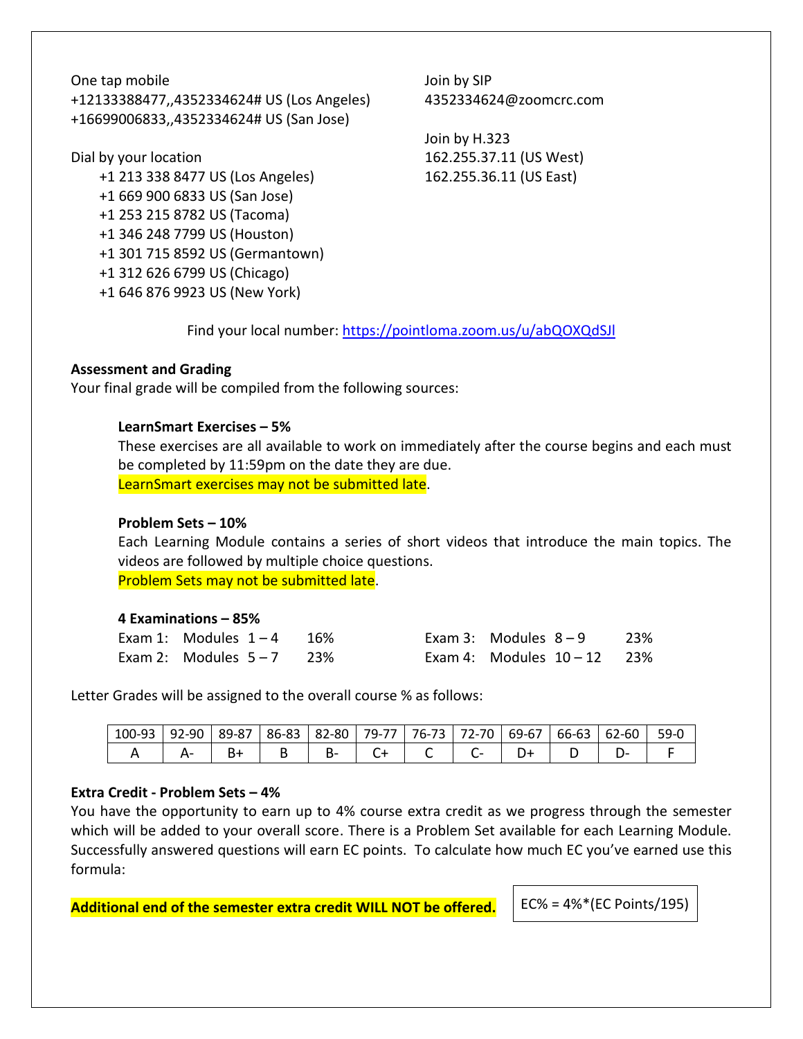One tap mobile
+12133388477,,4352334624# US (Los Angeles)
+16699006833,,4352334624# US (San Jose)

Dial by your location
- +1 213 338 8477 US (Los Angeles)
- +1 669 900 6833 US (San Jose)
- +1 253 215 8782 US (Tacoma)
- +1 346 248 7799 US (Houston)
- +1 301 715 8592 US (Germantown)
- +1 312 626 6799 US (Chicago)
- +1 646 876 9923 US (New York)

Join by SIP
4352334624@zoomcrc.com

Join by H.323
162.255.37.11 (US West)
162.255.36.11 (US East)

Find your local number: https://pointloma.zoom.us/u/abQOXQdSJl

**Assessment and Grading**

Your final grade will be compiled from the following sources:

**LearnSmart Exercises – 5%**

These exercises are all available to work on immediately after the course begins and each must be completed by 11:59pm on the date they are due.
LearnSmart exercises may not be submitted late.

**Problem Sets – 10%**

Each Learning Module contains a series of short videos that introduce the main topics. The videos are followed by multiple choice questions.
Problem Sets may not be submitted late.

**4 Examinations – 85%**

| Exam | Modules | Weight |
|---|---|---|
| Exam 1: | Modules 1 – 4 | 16% |
| Exam 2: | Modules 5 – 7 | 23% |
| Exam 3: | Modules 8 – 9 | 23% |
| Exam 4: | Modules 10 – 12 | 23% |

Letter Grades will be assigned to the overall course % as follows:

| 100-93 | 92-90 | 89-87 | 86-83 | 82-80 | 79-77 | 76-73 | 72-70 | 69-67 | 66-63 | 62-60 | 59-0 |
|---|---|---|---|---|---|---|---|---|---|---|---|
| A | A- | B+ | B | B- | C+ | C | C- | D+ | D | D- | F |

**Extra Credit - Problem Sets – 4%**

You have the opportunity to earn up to 4% course extra credit as we progress through the semester which will be added to your overall score. There is a Problem Set available for each Learning Module. Successfully answered questions will earn EC points. To calculate how much EC you've earned use this formula:

**Additional end of the semester extra credit WILL NOT be offered.**

$$EC\% = 4\% * (EC\ Points/195)$$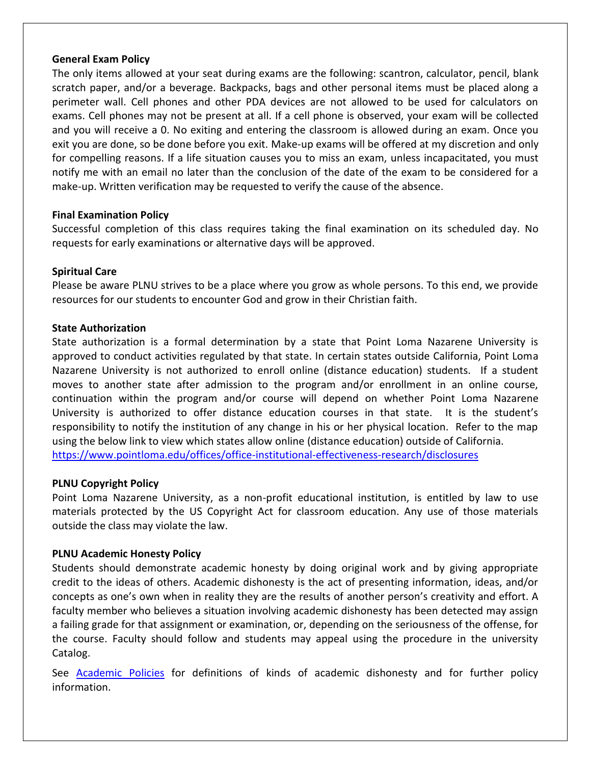**General Exam Policy**

The only items allowed at your seat during exams are the following: scantron, calculator, pencil, blank scratch paper, and/or a beverage. Backpacks, bags and other personal items must be placed along a perimeter wall. Cell phones and other PDA devices are not allowed to be used for calculators on exams. Cell phones may not be present at all. If a cell phone is observed, your exam will be collected and you will receive a 0. No exiting and entering the classroom is allowed during an exam. Once you exit you are done, so be done before you exit. Make-up exams will be offered at my discretion and only for compelling reasons. If a life situation causes you to miss an exam, unless incapacitated, you must notify me with an email no later than the conclusion of the date of the exam to be considered for a make-up. Written verification may be requested to verify the cause of the absence.

**Final Examination Policy**

Successful completion of this class requires taking the final examination on its scheduled day. No requests for early examinations or alternative days will be approved.

**Spiritual Care**

Please be aware PLNU strives to be a place where you grow as whole persons. To this end, we provide resources for our students to encounter God and grow in their Christian faith.

**State Authorization**

State authorization is a formal determination by a state that Point Loma Nazarene University is approved to conduct activities regulated by that state. In certain states outside California, Point Loma Nazarene University is not authorized to enroll online (distance education) students. If a student moves to another state after admission to the program and/or enrollment in an online course, continuation within the program and/or course will depend on whether Point Loma Nazarene University is authorized to offer distance education courses in that state. It is the student's responsibility to notify the institution of any change in his or her physical location. Refer to the map using the below link to view which states allow online (distance education) outside of California.
https://www.pointloma.edu/offices/office-institutional-effectiveness-research/disclosures

**PLNU Copyright Policy**

Point Loma Nazarene University, as a non-profit educational institution, is entitled by law to use materials protected by the US Copyright Act for classroom education. Any use of those materials outside the class may violate the law.

**PLNU Academic Honesty Policy**

Students should demonstrate academic honesty by doing original work and by giving appropriate credit to the ideas of others. Academic dishonesty is the act of presenting information, ideas, and/or concepts as one's own when in reality they are the results of another person's creativity and effort. A faculty member who believes a situation involving academic dishonesty has been detected may assign a failing grade for that assignment or examination, or, depending on the seriousness of the offense, for the course. Faculty should follow and students may appeal using the procedure in the university Catalog.

See Academic Policies for definitions of kinds of academic dishonesty and for further policy information.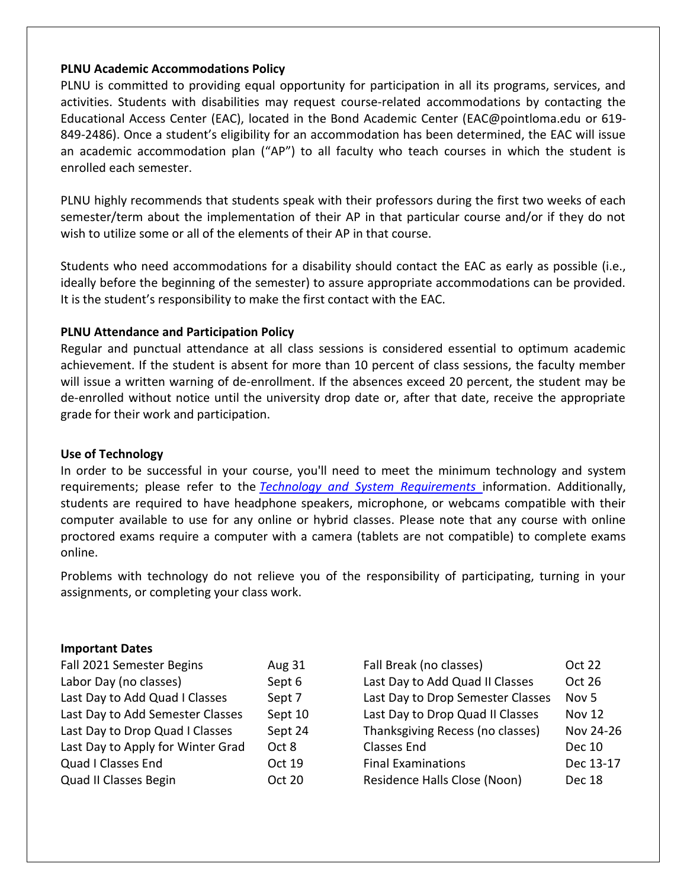**PLNU Academic Accommodations Policy**

PLNU is committed to providing equal opportunity for participation in all its programs, services, and activities. Students with disabilities may request course-related accommodations by contacting the Educational Access Center (EAC), located in the Bond Academic Center (EAC@pointloma.edu or 619-849-2486). Once a student's eligibility for an accommodation has been determined, the EAC will issue an academic accommodation plan ("AP") to all faculty who teach courses in which the student is enrolled each semester.

PLNU highly recommends that students speak with their professors during the first two weeks of each semester/term about the implementation of their AP in that particular course and/or if they do not wish to utilize some or all of the elements of their AP in that course.

Students who need accommodations for a disability should contact the EAC as early as possible (i.e., ideally before the beginning of the semester) to assure appropriate accommodations can be provided. It is the student's responsibility to make the first contact with the EAC.

**PLNU Attendance and Participation Policy**

Regular and punctual attendance at all class sessions is considered essential to optimum academic achievement. If the student is absent for more than 10 percent of class sessions, the faculty member will issue a written warning of de-enrollment. If the absences exceed 20 percent, the student may be de-enrolled without notice until the university drop date or, after that date, receive the appropriate grade for their work and participation.

**Use of Technology**

In order to be successful in your course, you'll need to meet the minimum technology and system requirements; please refer to the *Technology and System Requirements* information. Additionally, students are required to have headphone speakers, microphone, or webcams compatible with their computer available to use for any online or hybrid classes. Please note that any course with online proctored exams require a computer with a camera (tablets are not compatible) to complete exams online.

Problems with technology do not relieve you of the responsibility of participating, turning in your assignments, or completing your class work.

**Important Dates**

| | | | |
|---|---|---|---|
| Fall 2021 Semester Begins | Aug 31 | Fall Break (no classes) | Oct 22 |
| Labor Day (no classes) | Sept 6 | Last Day to Add Quad II Classes | Oct 26 |
| Last Day to Add Quad I Classes | Sept 7 | Last Day to Drop Semester Classes | Nov 5 |
| Last Day to Add Semester Classes | Sept 10 | Last Day to Drop Quad II Classes | Nov 12 |
| Last Day to Drop Quad I Classes | Sept 24 | Thanksgiving Recess (no classes) | Nov 24-26 |
| Last Day to Apply for Winter Grad | Oct 8 | Classes End | Dec 10 |
| Quad I Classes End | Oct 19 | Final Examinations | Dec 13-17 |
| Quad II Classes Begin | Oct 20 | Residence Halls Close (Noon) | Dec 18 |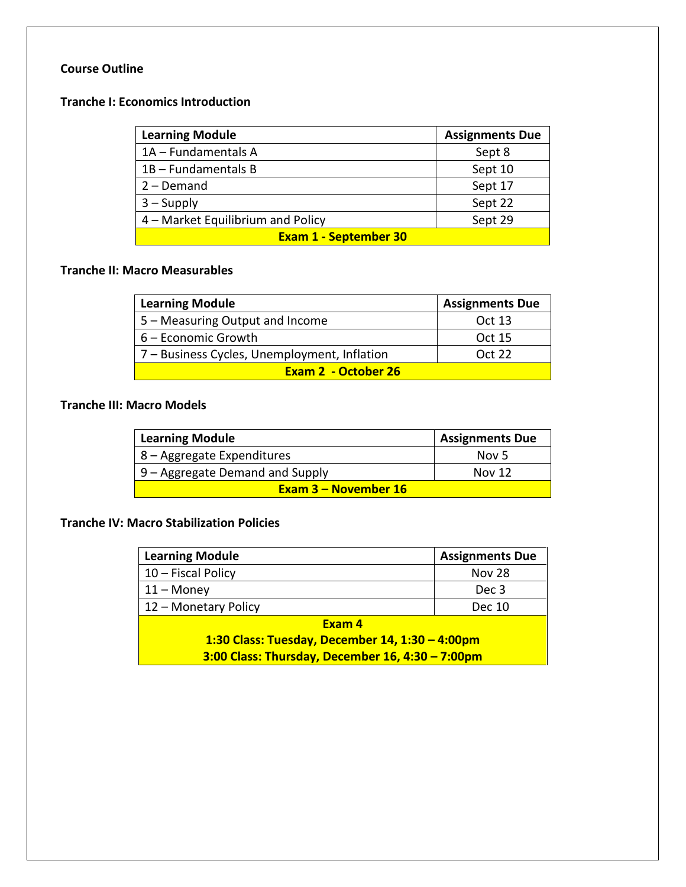**Course Outline**

**Tranche I: Economics Introduction**

| Learning Module | Assignments Due |
|---|---|
| 1A – Fundamentals A | Sept 8 |
| 1B – Fundamentals B | Sept 10 |
| 2 – Demand | Sept 17 |
| 3 – Supply | Sept 22 |
| 4 – Market Equilibrium and Policy | Sept 29 |
| **Exam 1 - September 30** | |

**Tranche II: Macro Measurables**

| Learning Module | Assignments Due |
|---|---|
| 5 – Measuring Output and Income | Oct 13 |
| 6 – Economic Growth | Oct 15 |
| 7 – Business Cycles, Unemployment, Inflation | Oct 22 |
| **Exam 2 - October 26** | |

**Tranche III: Macro Models**

| Learning Module | Assignments Due |
|---|---|
| 8 – Aggregate Expenditures | Nov 5 |
| 9 – Aggregate Demand and Supply | Nov 12 |
| **Exam 3 – November 16** | |

**Tranche IV: Macro Stabilization Policies**

| Learning Module | Assignments Due |
|---|---|
| 10 – Fiscal Policy | Nov 28 |
| 11 – Money | Dec 3 |
| 12 – Monetary Policy | Dec 10 |
| **Exam 4**<br>**1:30 Class: Tuesday, December 14, 1:30 – 4:00pm**<br>**3:00 Class: Thursday, December 16, 4:30 – 7:00pm** | |